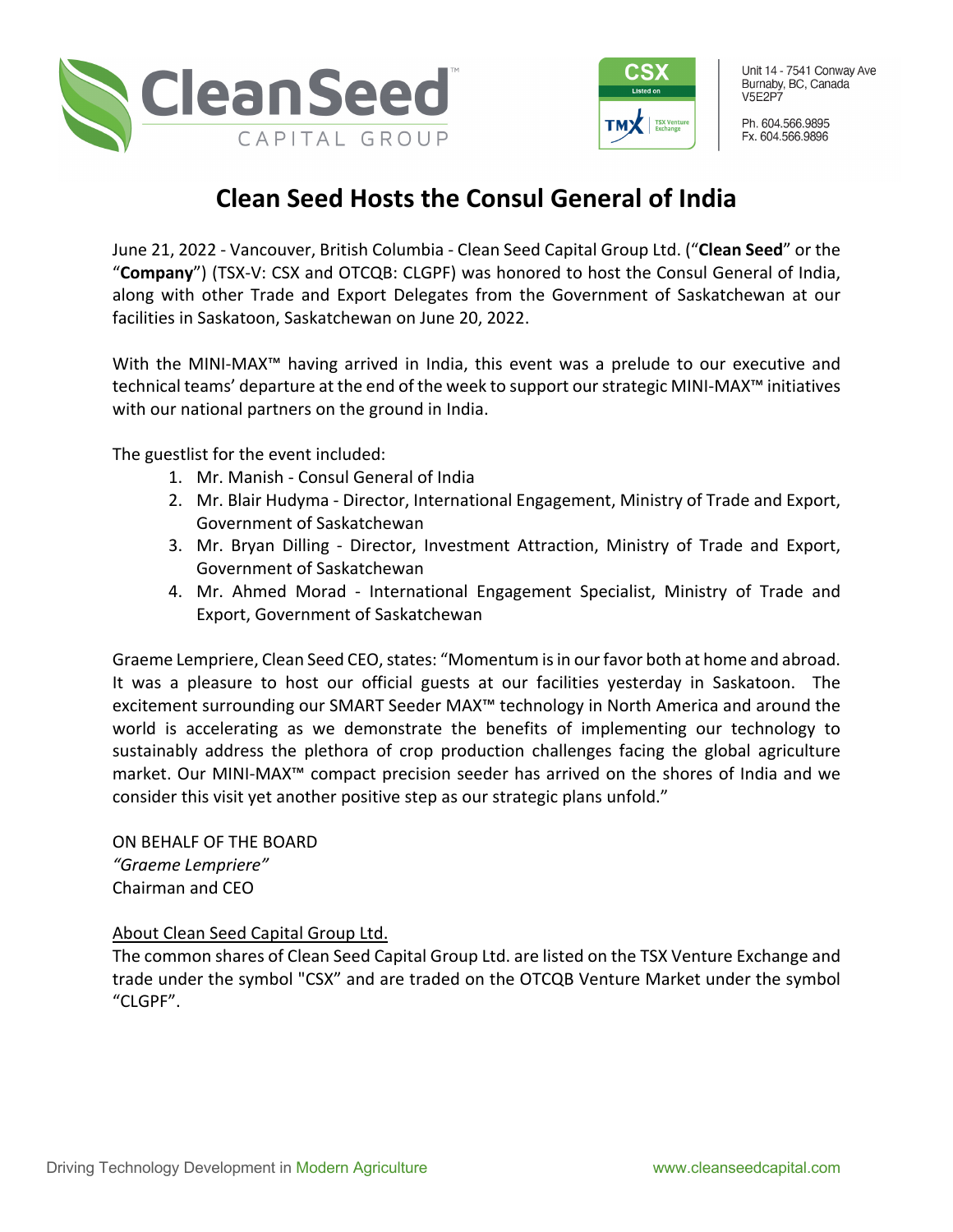Unit 14 - 7541 Conway Ave
Burnaby, BC, Canada
V5E2P7

Ph. 604.566.9895
Fx. 604.566.9896

# Clean Seed Hosts the Consul General of India

June 21, 2022 - Vancouver, British Columbia - Clean Seed Capital Group Ltd. ("**Clean Seed**" or the "**Company**") (TSX-V: CSX and OTCQB: CLGPF) was honored to host the Consul General of India, along with other Trade and Export Delegates from the Government of Saskatchewan at our facilities in Saskatoon, Saskatchewan on June 20, 2022.

With the MINI-MAX™ having arrived in India, this event was a prelude to our executive and technical teams' departure at the end of the week to support our strategic MINI-MAX™ initiatives with our national partners on the ground in India.

The guestlist for the event included:

1. Mr. Manish - Consul General of India
2. Mr. Blair Hudyma - Director, International Engagement, Ministry of Trade and Export, Government of Saskatchewan
3. Mr. Bryan Dilling - Director, Investment Attraction, Ministry of Trade and Export, Government of Saskatchewan
4. Mr. Ahmed Morad - International Engagement Specialist, Ministry of Trade and Export, Government of Saskatchewan

Graeme Lempriere, Clean Seed CEO, states: "Momentum is in our favor both at home and abroad. It was a pleasure to host our official guests at our facilities yesterday in Saskatoon. The excitement surrounding our SMART Seeder MAX™ technology in North America and around the world is accelerating as we demonstrate the benefits of implementing our technology to sustainably address the plethora of crop production challenges facing the global agriculture market. Our MINI-MAX™ compact precision seeder has arrived on the shores of India and we consider this visit yet another positive step as our strategic plans unfold."

ON BEHALF OF THE BOARD
*"Graeme Lempriere"*
Chairman and CEO

<u>About Clean Seed Capital Group Ltd.</u>
The common shares of Clean Seed Capital Group Ltd. are listed on the TSX Venture Exchange and trade under the symbol "CSX" and are traded on the OTCQB Venture Market under the symbol "CLGPF".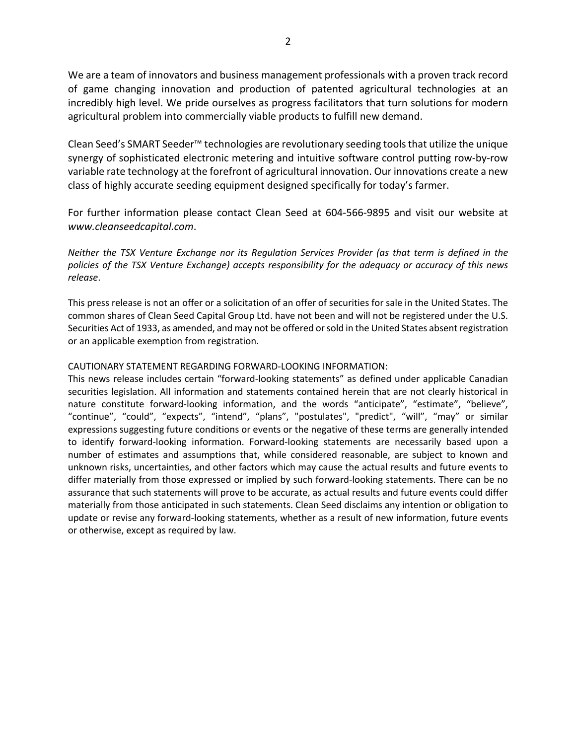We are a team of innovators and business management professionals with a proven track record of game changing innovation and production of patented agricultural technologies at an incredibly high level. We pride ourselves as progress facilitators that turn solutions for modern agricultural problem into commercially viable products to fulfill new demand.

Clean Seed's SMART Seeder™ technologies are revolutionary seeding tools that utilize the unique synergy of sophisticated electronic metering and intuitive software control putting row-by-row variable rate technology at the forefront of agricultural innovation. Our innovations create a new class of highly accurate seeding equipment designed specifically for today's farmer.

For further information please contact Clean Seed at 604-566-9895 and visit our website at *www.cleanseedcapital.com*.

*Neither the TSX Venture Exchange nor its Regulation Services Provider (as that term is defined in the policies of the TSX Venture Exchange) accepts responsibility for the adequacy or accuracy of this news release*.

This press release is not an offer or a solicitation of an offer of securities for sale in the United States. The common shares of Clean Seed Capital Group Ltd. have not been and will not be registered under the U.S. Securities Act of 1933, as amended, and may not be offered or sold in the United States absent registration or an applicable exemption from registration.

CAUTIONARY STATEMENT REGARDING FORWARD-LOOKING INFORMATION:
This news release includes certain "forward-looking statements" as defined under applicable Canadian securities legislation. All information and statements contained herein that are not clearly historical in nature constitute forward-looking information, and the words "anticipate", "estimate", "believe", "continue", "could", "expects", "intend", "plans", "postulates", "predict", "will", "may" or similar expressions suggesting future conditions or events or the negative of these terms are generally intended to identify forward-looking information. Forward-looking statements are necessarily based upon a number of estimates and assumptions that, while considered reasonable, are subject to known and unknown risks, uncertainties, and other factors which may cause the actual results and future events to differ materially from those expressed or implied by such forward-looking statements. There can be no assurance that such statements will prove to be accurate, as actual results and future events could differ materially from those anticipated in such statements. Clean Seed disclaims any intention or obligation to update or revise any forward-looking statements, whether as a result of new information, future events or otherwise, except as required by law.